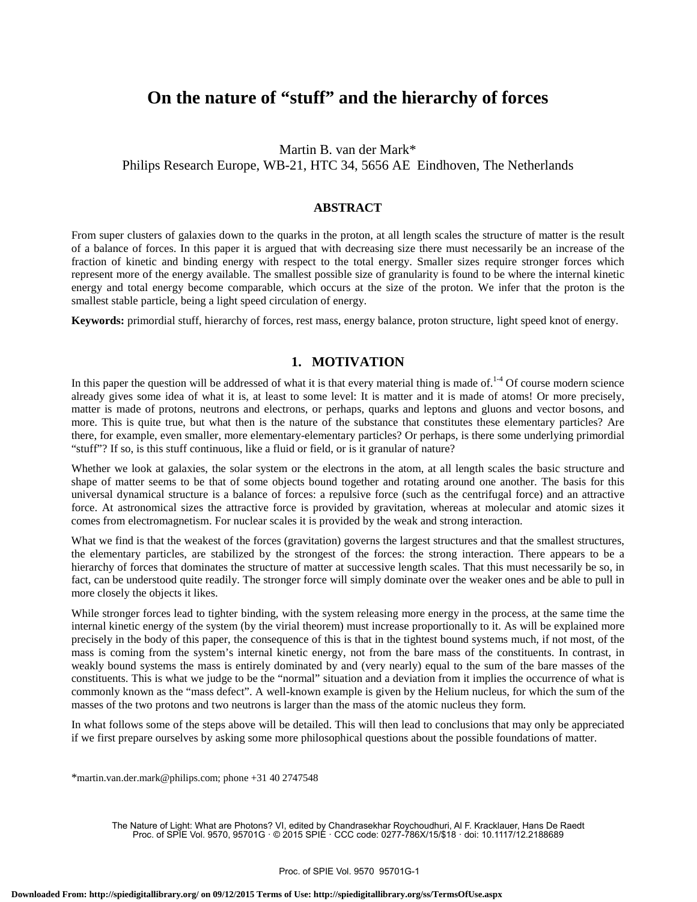# On the nature of "stuff" and the hierarchy of forces

Martin B. van der Mark*
Philips Research Europe, WB-21, HTC 34, 5656 AE Eindhoven, The Netherlands

## ABSTRACT

From super clusters of galaxies down to the quarks in the proton, at all length scales the structure of matter is the result of a balance of forces. In this paper it is argued that with decreasing size there must necessarily be an increase of the fraction of kinetic and binding energy with respect to the total energy. Smaller sizes require stronger forces which represent more of the energy available. The smallest possible size of granularity is found to be where the internal kinetic energy and total energy become comparable, which occurs at the size of the proton. We infer that the proton is the smallest stable particle, being a light speed circulation of energy.

**Keywords:** primordial stuff, hierarchy of forces, rest mass, energy balance, proton structure, light speed knot of energy.

## 1. MOTIVATION

In this paper the question will be addressed of what it is that every material thing is made of.[1-4] Of course modern science already gives some idea of what it is, at least to some level: It is matter and it is made of atoms! Or more precisely, matter is made of protons, neutrons and electrons, or perhaps, quarks and leptons and gluons and vector bosons, and more. This is quite true, but what then is the nature of the substance that constitutes these elementary particles? Are there, for example, even smaller, more elementary-elementary particles? Or perhaps, is there some underlying primordial "stuff"? If so, is this stuff continuous, like a fluid or field, or is it granular of nature?

Whether we look at galaxies, the solar system or the electrons in the atom, at all length scales the basic structure and shape of matter seems to be that of some objects bound together and rotating around one another. The basis for this universal dynamical structure is a balance of forces: a repulsive force (such as the centrifugal force) and an attractive force. At astronomical sizes the attractive force is provided by gravitation, whereas at molecular and atomic sizes it comes from electromagnetism. For nuclear scales it is provided by the weak and strong interaction.

What we find is that the weakest of the forces (gravitation) governs the largest structures and that the smallest structures, the elementary particles, are stabilized by the strongest of the forces: the strong interaction. There appears to be a hierarchy of forces that dominates the structure of matter at successive length scales. That this must necessarily be so, in fact, can be understood quite readily. The stronger force will simply dominate over the weaker ones and be able to pull in more closely the objects it likes.

While stronger forces lead to tighter binding, with the system releasing more energy in the process, at the same time the internal kinetic energy of the system (by the virial theorem) must increase proportionally to it. As will be explained more precisely in the body of this paper, the consequence of this is that in the tightest bound systems much, if not most, of the mass is coming from the system's internal kinetic energy, not from the bare mass of the constituents. In contrast, in weakly bound systems the mass is entirely dominated by and (very nearly) equal to the sum of the bare masses of the constituents. This is what we judge to be the "normal" situation and a deviation from it implies the occurrence of what is commonly known as the "mass defect". A well-known example is given by the Helium nucleus, for which the sum of the masses of the two protons and two neutrons is larger than the mass of the atomic nucleus they form.

In what follows some of the steps above will be detailed. This will then lead to conclusions that may only be appreciated if we first prepare ourselves by asking some more philosophical questions about the possible foundations of matter.

*martin.van.der.mark@philips.com; phone +31 40 2747548

The Nature of Light: What are Photons? VI, edited by Chandrasekhar Roychoudhuri, Al F. Kracklauer, Hans De Raedt
Proc. of SPIE Vol. 9570, 95701G · © 2015 SPIE · CCC code: 0277-786X/15/$18 · doi: 10.1117/12.2188689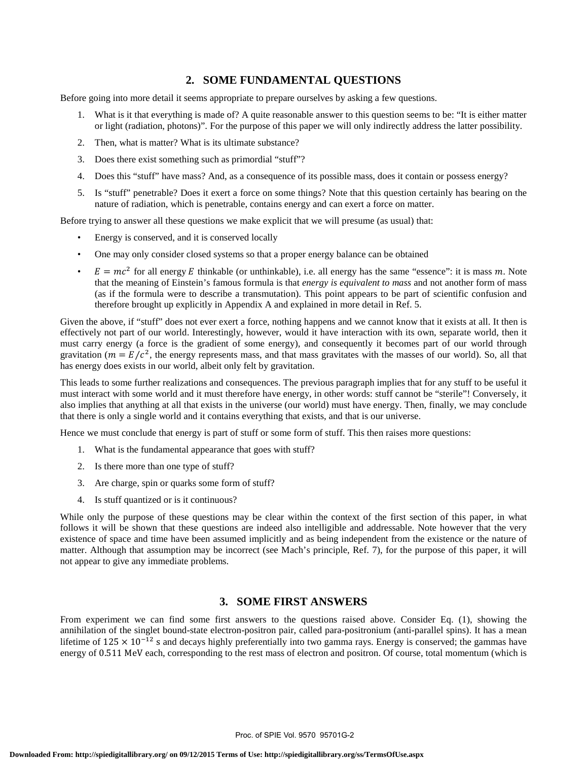## 2. SOME FUNDAMENTAL QUESTIONS

Before going into more detail it seems appropriate to prepare ourselves by asking a few questions.

1. What is it that everything is made of? A quite reasonable answer to this question seems to be: "It is either matter or light (radiation, photons)". For the purpose of this paper we will only indirectly address the latter possibility.
2. Then, what is matter? What is its ultimate substance?
3. Does there exist something such as primordial "stuff"?
4. Does this "stuff" have mass? And, as a consequence of its possible mass, does it contain or possess energy?
5. Is "stuff" penetrable? Does it exert a force on some things? Note that this question certainly has bearing on the nature of radiation, which is penetrable, contains energy and can exert a force on matter.

Before trying to answer all these questions we make explicit that we will presume (as usual) that:

- Energy is conserved, and it is conserved locally
- One may only consider closed systems so that a proper energy balance can be obtained
- $E = mc^2$ for all energy $E$ thinkable (or unthinkable), i.e. all energy has the same "essence": it is mass $m$. Note that the meaning of Einstein's famous formula is that *energy is equivalent to mass* and not another form of mass (as if the formula were to describe a transmutation). This point appears to be part of scientific confusion and therefore brought up explicitly in Appendix A and explained in more detail in Ref. 5.

Given the above, if "stuff" does not ever exert a force, nothing happens and we cannot know that it exists at all. It then is effectively not part of our world. Interestingly, however, would it have interaction with its own, separate world, then it must carry energy (a force is the gradient of some energy), and consequently it becomes part of our world through gravitation ($m = E/c^2$, the energy represents mass, and that mass gravitates with the masses of our world). So, all that has energy does exists in our world, albeit only felt by gravitation.

This leads to some further realizations and consequences. The previous paragraph implies that for any stuff to be useful it must interact with some world and it must therefore have energy, in other words: stuff cannot be "sterile"! Conversely, it also implies that anything at all that exists in the universe (our world) must have energy. Then, finally, we may conclude that there is only a single world and it contains everything that exists, and that is our universe.

Hence we must conclude that energy is part of stuff or some form of stuff. This then raises more questions:

1. What is the fundamental appearance that goes with stuff?
2. Is there more than one type of stuff?
3. Are charge, spin or quarks some form of stuff?
4. Is stuff quantized or is it continuous?

While only the purpose of these questions may be clear within the context of the first section of this paper, in what follows it will be shown that these questions are indeed also intelligible and addressable. Note however that the very existence of space and time have been assumed implicitly and as being independent from the existence or the nature of matter. Although that assumption may be incorrect (see Mach's principle, Ref. 7), for the purpose of this paper, it will not appear to give any immediate problems.

## 3. SOME FIRST ANSWERS

From experiment we can find some first answers to the questions raised above. Consider Eq. (1), showing the annihilation of the singlet bound-state electron-positron pair, called para-positronium (anti-parallel spins). It has a mean lifetime of $125 \times 10^{-12}$ s and decays highly preferentially into two gamma rays. Energy is conserved; the gammas have energy of $0.511$ MeV each, corresponding to the rest mass of electron and positron. Of course, total momentum (which is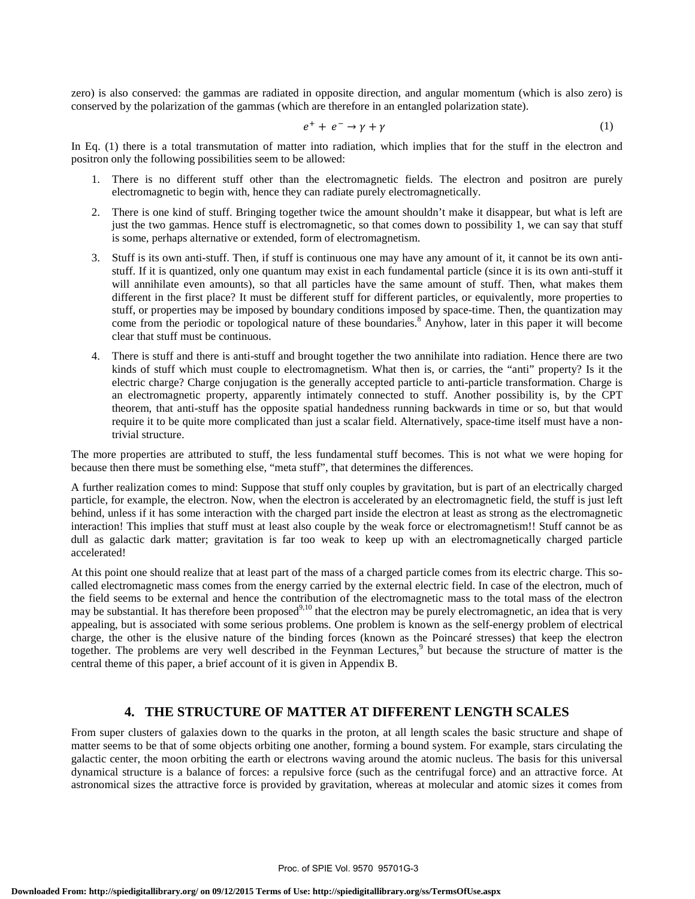zero) is also conserved: the gammas are radiated in opposite direction, and angular momentum (which is also zero) is conserved by the polarization of the gammas (which are therefore in an entangled polarization state).

$$e^+ + e^- \rightarrow \gamma + \gamma \tag{1}$$

In Eq. (1) there is a total transmutation of matter into radiation, which implies that for the stuff in the electron and positron only the following possibilities seem to be allowed:

1. There is no different stuff other than the electromagnetic fields. The electron and positron are purely electromagnetic to begin with, hence they can radiate purely electromagnetically.
2. There is one kind of stuff. Bringing together twice the amount shouldn't make it disappear, but what is left are just the two gammas. Hence stuff is electromagnetic, so that comes down to possibility 1, we can say that stuff is some, perhaps alternative or extended, form of electromagnetism.
3. Stuff is its own anti-stuff. Then, if stuff is continuous one may have any amount of it, it cannot be its own anti-stuff. If it is quantized, only one quantum may exist in each fundamental particle (since it is its own anti-stuff it will annihilate even amounts), so that all particles have the same amount of stuff. Then, what makes them different in the first place? It must be different stuff for different particles, or equivalently, more properties to stuff, or properties may be imposed by boundary conditions imposed by space-time. Then, the quantization may come from the periodic or topological nature of these boundaries.[8] Anyhow, later in this paper it will become clear that stuff must be continuous.
4. There is stuff and there is anti-stuff and brought together the two annihilate into radiation. Hence there are two kinds of stuff which must couple to electromagnetism. What then is, or carries, the "anti" property? Is it the electric charge? Charge conjugation is the generally accepted particle to anti-particle transformation. Charge is an electromagnetic property, apparently intimately connected to stuff. Another possibility is, by the CPT theorem, that anti-stuff has the opposite spatial handedness running backwards in time or so, but that would require it to be quite more complicated than just a scalar field. Alternatively, space-time itself must have a non-trivial structure.

The more properties are attributed to stuff, the less fundamental stuff becomes. This is not what we were hoping for because then there must be something else, "meta stuff", that determines the differences.

A further realization comes to mind: Suppose that stuff only couples by gravitation, but is part of an electrically charged particle, for example, the electron. Now, when the electron is accelerated by an electromagnetic field, the stuff is just left behind, unless if it has some interaction with the charged part inside the electron at least as strong as the electromagnetic interaction! This implies that stuff must at least also couple by the weak force or electromagnetism!! Stuff cannot be as dull as galactic dark matter; gravitation is far too weak to keep up with an electromagnetically charged particle accelerated!

At this point one should realize that at least part of the mass of a charged particle comes from its electric charge. This so-called electromagnetic mass comes from the energy carried by the external electric field. In case of the electron, much of the field seems to be external and hence the contribution of the electromagnetic mass to the total mass of the electron may be substantial. It has therefore been proposed[9,10] that the electron may be purely electromagnetic, an idea that is very appealing, but is associated with some serious problems. One problem is known as the self-energy problem of electrical charge, the other is the elusive nature of the binding forces (known as the Poincaré stresses) that keep the electron together. The problems are very well described in the Feynman Lectures,[9] but because the structure of matter is the central theme of this paper, a brief account of it is given in Appendix B.

## 4. THE STRUCTURE OF MATTER AT DIFFERENT LENGTH SCALES

From super clusters of galaxies down to the quarks in the proton, at all length scales the basic structure and shape of matter seems to be that of some objects orbiting one another, forming a bound system. For example, stars circulating the galactic center, the moon orbiting the earth or electrons waving around the atomic nucleus. The basis for this universal dynamical structure is a balance of forces: a repulsive force (such as the centrifugal force) and an attractive force. At astronomical sizes the attractive force is provided by gravitation, whereas at molecular and atomic sizes it comes from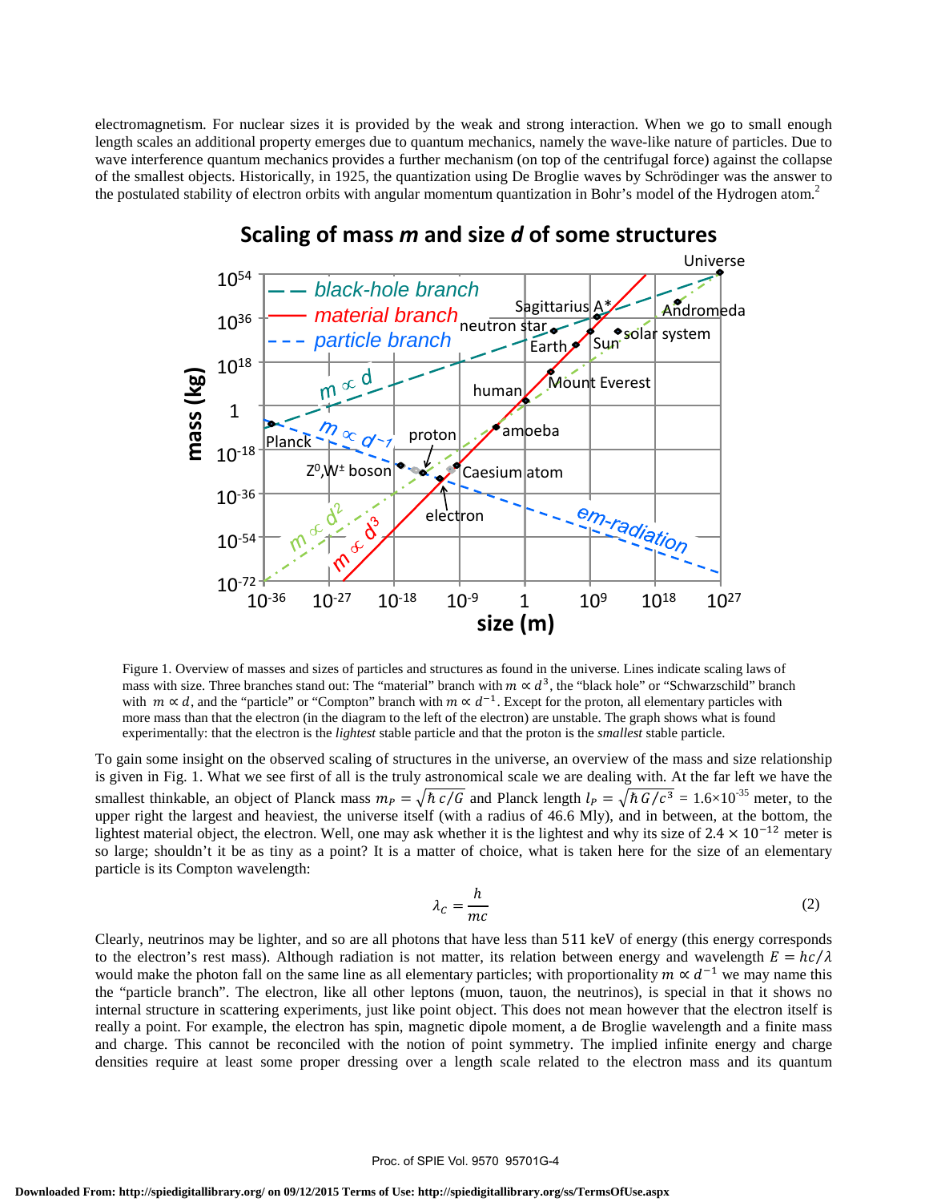electromagnetism. For nuclear sizes it is provided by the weak and strong interaction. When we go to small enough length scales an additional property emerges due to quantum mechanics, namely the wave-like nature of particles. Due to wave interference quantum mechanics provides a further mechanism (on top of the centrifugal force) against the collapse of the smallest objects. Historically, in 1925, the quantization using De Broglie waves by Schrödinger was the answer to the postulated stability of electron orbits with angular momentum quantization in Bohr's model of the Hydrogen atom.[2]

Figure 1. Overview of masses and sizes of particles and structures as found in the universe. Lines indicate scaling laws of mass with size. Three branches stand out: The "material" branch with $m \propto d^3$, the "black hole" or "Schwarzschild" branch with $m \propto d$, and the "particle" or "Compton" branch with $m \propto d^{-1}$. Except for the proton, all elementary particles with more mass than that the electron (in the diagram to the left of the electron) are unstable. The graph shows what is found experimentally: that the electron is the *lightest* stable particle and that the proton is the *smallest* stable particle.

To gain some insight on the observed scaling of structures in the universe, an overview of the mass and size relationship is given in Fig. 1. What we see first of all is the truly astronomical scale we are dealing with. At the far left we have the smallest thinkable, an object of Planck mass $m_P = \sqrt{\hbar c/G}$ and Planck length $l_P = \sqrt{\hbar G/c^3}$ = $1.6{\times}10^{-35}$ meter, to the upper right the largest and heaviest, the universe itself (with a radius of 46.6 Mly), and in between, at the bottom, the lightest material object, the electron. Well, one may ask whether it is the lightest and why its size of $2.4 \times 10^{-12}$ meter is so large; shouldn't it be as tiny as a point? It is a matter of choice, what is taken here for the size of an elementary particle is its Compton wavelength:

$$\lambda_C = \frac{h}{mc} \tag{2}$$

Clearly, neutrinos may be lighter, and so are all photons that have less than 511 keV of energy (this energy corresponds to the electron's rest mass). Although radiation is not matter, its relation between energy and wavelength $E = hc/\lambda$ would make the photon fall on the same line as all elementary particles; with proportionality $m \propto d^{-1}$ we may name this the "particle branch". The electron, like all other leptons (muon, tauon, the neutrinos), is special in that it shows no internal structure in scattering experiments, just like point object. This does not mean however that the electron itself is really a point. For example, the electron has spin, magnetic dipole moment, a de Broglie wavelength and a finite mass and charge. This cannot be reconciled with the notion of point symmetry. The implied infinite energy and charge densities require at least some proper dressing over a length scale related to the electron mass and its quantum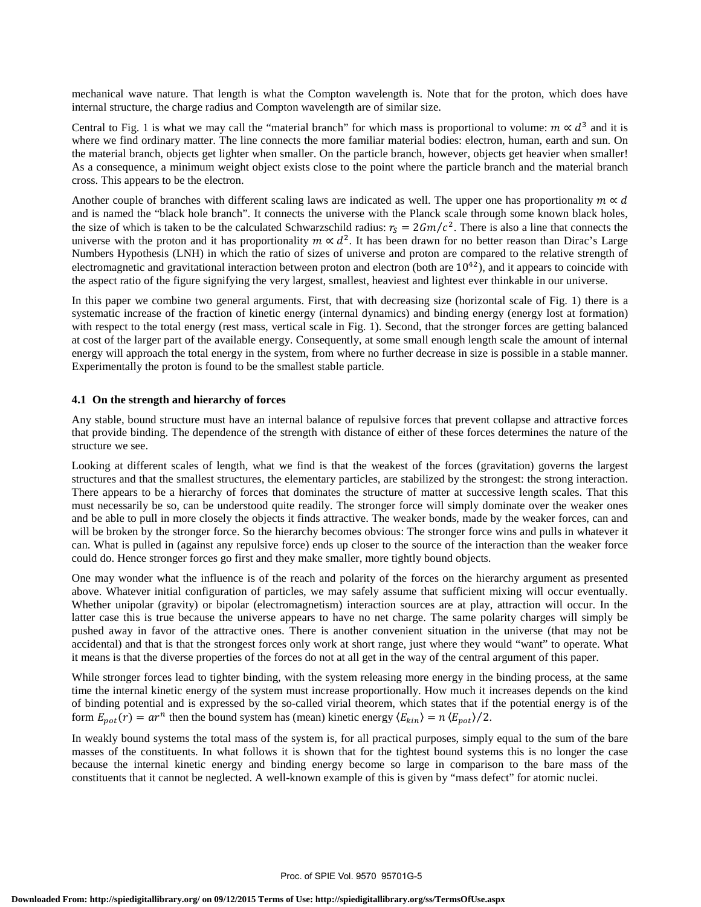mechanical wave nature. That length is what the Compton wavelength is. Note that for the proton, which does have internal structure, the charge radius and Compton wavelength are of similar size.

Central to Fig. 1 is what we may call the "material branch" for which mass is proportional to volume: $m \propto d^3$ and it is where we find ordinary matter. The line connects the more familiar material bodies: electron, human, earth and sun. On the material branch, objects get lighter when smaller. On the particle branch, however, objects get heavier when smaller! As a consequence, a minimum weight object exists close to the point where the particle branch and the material branch cross. This appears to be the electron.

Another couple of branches with different scaling laws are indicated as well. The upper one has proportionality $m \propto d$ and is named the "black hole branch". It connects the universe with the Planck scale through some known black holes, the size of which is taken to be the calculated Schwarzschild radius: $r_S = 2Gm/c^2$. There is also a line that connects the universe with the proton and it has proportionality $m \propto d^2$. It has been drawn for no better reason than Dirac's Large Numbers Hypothesis (LNH) in which the ratio of sizes of universe and proton are compared to the relative strength of electromagnetic and gravitational interaction between proton and electron (both are $10^{42}$), and it appears to coincide with the aspect ratio of the figure signifying the very largest, smallest, heaviest and lightest ever thinkable in our universe.

In this paper we combine two general arguments. First, that with decreasing size (horizontal scale of Fig. 1) there is a systematic increase of the fraction of kinetic energy (internal dynamics) and binding energy (energy lost at formation) with respect to the total energy (rest mass, vertical scale in Fig. 1). Second, that the stronger forces are getting balanced at cost of the larger part of the available energy. Consequently, at some small enough length scale the amount of internal energy will approach the total energy in the system, from where no further decrease in size is possible in a stable manner. Experimentally the proton is found to be the smallest stable particle.

### 4.1 On the strength and hierarchy of forces

Any stable, bound structure must have an internal balance of repulsive forces that prevent collapse and attractive forces that provide binding. The dependence of the strength with distance of either of these forces determines the nature of the structure we see.

Looking at different scales of length, what we find is that the weakest of the forces (gravitation) governs the largest structures and that the smallest structures, the elementary particles, are stabilized by the strongest: the strong interaction. There appears to be a hierarchy of forces that dominates the structure of matter at successive length scales. That this must necessarily be so, can be understood quite readily. The stronger force will simply dominate over the weaker ones and be able to pull in more closely the objects it finds attractive. The weaker bonds, made by the weaker forces, can and will be broken by the stronger force. So the hierarchy becomes obvious: The stronger force wins and pulls in whatever it can. What is pulled in (against any repulsive force) ends up closer to the source of the interaction than the weaker force could do. Hence stronger forces go first and they make smaller, more tightly bound objects.

One may wonder what the influence is of the reach and polarity of the forces on the hierarchy argument as presented above. Whatever initial configuration of particles, we may safely assume that sufficient mixing will occur eventually. Whether unipolar (gravity) or bipolar (electromagnetism) interaction sources are at play, attraction will occur. In the latter case this is true because the universe appears to have no net charge. The same polarity charges will simply be pushed away in favor of the attractive ones. There is another convenient situation in the universe (that may not be accidental) and that is that the strongest forces only work at short range, just where they would "want" to operate. What it means is that the diverse properties of the forces do not at all get in the way of the central argument of this paper.

While stronger forces lead to tighter binding, with the system releasing more energy in the binding process, at the same time the internal kinetic energy of the system must increase proportionally. How much it increases depends on the kind of binding potential and is expressed by the so-called virial theorem, which states that if the potential energy is of the form $E_{pot}(r) = ar^n$ then the bound system has (mean) kinetic energy $\langle E_{kin} \rangle = n \langle E_{pot} \rangle / 2$.

In weakly bound systems the total mass of the system is, for all practical purposes, simply equal to the sum of the bare masses of the constituents. In what follows it is shown that for the tightest bound systems this is no longer the case because the internal kinetic energy and binding energy become so large in comparison to the bare mass of the constituents that it cannot be neglected. A well-known example of this is given by "mass defect" for atomic nuclei.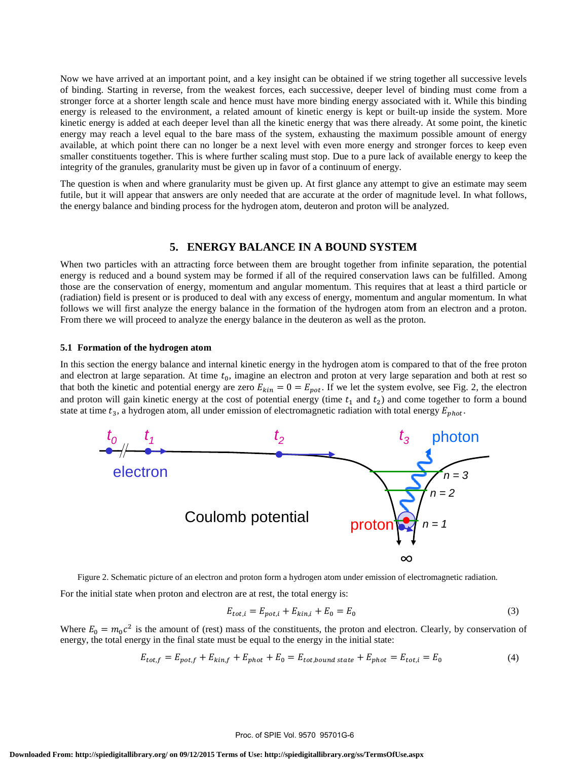Now we have arrived at an important point, and a key insight can be obtained if we string together all successive levels of binding. Starting in reverse, from the weakest forces, each successive, deeper level of binding must come from a stronger force at a shorter length scale and hence must have more binding energy associated with it. While this binding energy is released to the environment, a related amount of kinetic energy is kept or built-up inside the system. More kinetic energy is added at each deeper level than all the kinetic energy that was there already. At some point, the kinetic energy may reach a level equal to the bare mass of the system, exhausting the maximum possible amount of energy available, at which point there can no longer be a next level with even more energy and stronger forces to keep even smaller constituents together. This is where further scaling must stop. Due to a pure lack of available energy to keep the integrity of the granules, granularity must be given up in favor of a continuum of energy.

The question is when and where granularity must be given up. At first glance any attempt to give an estimate may seem futile, but it will appear that answers are only needed that are accurate at the order of magnitude level. In what follows, the energy balance and binding process for the hydrogen atom, deuteron and proton will be analyzed.

## 5. ENERGY BALANCE IN A BOUND SYSTEM

When two particles with an attracting force between them are brought together from infinite separation, the potential energy is reduced and a bound system may be formed if all of the required conservation laws can be fulfilled. Among those are the conservation of energy, momentum and angular momentum. This requires that at least a third particle or (radiation) field is present or is produced to deal with any excess of energy, momentum and angular momentum. In what follows we will first analyze the energy balance in the formation of the hydrogen atom from an electron and a proton. From there we will proceed to analyze the energy balance in the deuteron as well as the proton.

### 5.1 Formation of the hydrogen atom

In this section the energy balance and internal kinetic energy in the hydrogen atom is compared to that of the free proton and electron at large separation. At time $t_0$, imagine an electron and proton at very large separation and both at rest so that both the kinetic and potential energy are zero $E_{kin} = 0 = E_{pot}$. If we let the system evolve, see Fig. 2, the electron and proton will gain kinetic energy at the cost of potential energy (time $t_1$ and $t_2$) and come together to form a bound state at time $t_3$, a hydrogen atom, all under emission of electromagnetic radiation with total energy $E_{phot}$.

$t_0$ $t_1$ $t_2$ $t_3$ photon

electron

Coulomb potential

proton

n = 3

n = 2

n = 1

∞

Figure 2. Schematic picture of an electron and proton form a hydrogen atom under emission of electromagnetic radiation.

For the initial state when proton and electron are at rest, the total energy is:

$$E_{tot,i} = E_{pot,i} + E_{kin,i} + E_0 = E_0 \tag{3}$$

Where $E_0 = m_0 c^2$ is the amount of (rest) mass of the constituents, the proton and electron. Clearly, by conservation of energy, the total energy in the final state must be equal to the energy in the initial state:

$$E_{tot,f} = E_{pot,f} + E_{kin,f} + E_{phot} + E_0 = E_{tot,bound\ state} + E_{phot} = E_{tot,i} = E_0 \tag{4}$$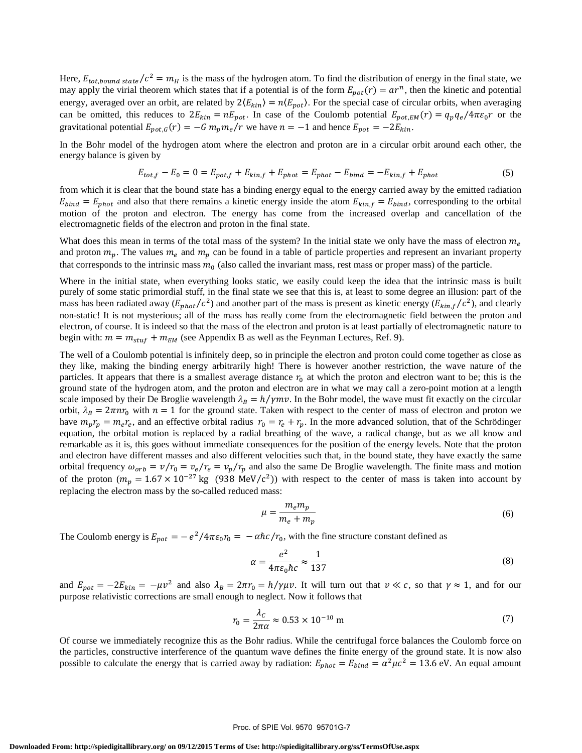Here, $E_{tot,bound\ state}/c^2 = m_H$ is the mass of the hydrogen atom. To find the distribution of energy in the final state, we may apply the virial theorem which states that if a potential is of the form $E_{pot}(r) = ar^n$, then the kinetic and potential energy, averaged over an orbit, are related by $2\langle E_{kin}\rangle = n\langle E_{pot}\rangle$. For the special case of circular orbits, when averaging can be omitted, this reduces to $2E_{kin} = nE_{pot}$. In case of the Coulomb potential $E_{pot,EM}(r) = q_p q_e/4\pi\varepsilon_0 r$ or the gravitational potential $E_{pot,G}(r) = -G\, m_p m_e/r$ we have $n = -1$ and hence $E_{pot} = -2E_{kin}$.

In the Bohr model of the hydrogen atom where the electron and proton are in a circular orbit around each other, the energy balance is given by

$$E_{tot,f} - E_0 = 0 = E_{pot,f} + E_{kin,f} + E_{phot} = E_{phot} - E_{bind} = -E_{kin,f} + E_{phot} \tag{5}$$

from which it is clear that the bound state has a binding energy equal to the energy carried away by the emitted radiation $E_{bind} = E_{phot}$ and also that there remains a kinetic energy inside the atom $E_{kin,f} = E_{bind}$, corresponding to the orbital motion of the proton and electron. The energy has come from the increased overlap and cancellation of the electromagnetic fields of the electron and proton in the final state.

What does this mean in terms of the total mass of the system? In the initial state we only have the mass of electron $m_e$ and proton $m_p$. The values $m_e$ and $m_p$ can be found in a table of particle properties and represent an invariant property that corresponds to the intrinsic mass $m_0$ (also called the invariant mass, rest mass or proper mass) of the particle.

Where in the initial state, when everything looks static, we easily could keep the idea that the intrinsic mass is built purely of some static primordial stuff, in the final state we see that this is, at least to some degree an illusion: part of the mass has been radiated away ($E_{phot}/c^2$) and another part of the mass is present as kinetic energy ($E_{kin,f}/c^2$), and clearly non-static! It is not mysterious; all of the mass has really come from the electromagnetic field between the proton and electron, of course. It is indeed so that the mass of the electron and proton is at least partially of electromagnetic nature to begin with: $m = m_{stuf} + m_{EM}$ (see Appendix B as well as the Feynman Lectures, Ref. 9).

The well of a Coulomb potential is infinitely deep, so in principle the electron and proton could come together as close as they like, making the binding energy arbitrarily high! There is however another restriction, the wave nature of the particles. It appears that there is a smallest average distance $r_0$ at which the proton and electron want to be; this is the ground state of the hydrogen atom, and the proton and electron are in what we may call a zero-point motion at a length scale imposed by their De Broglie wavelength $\lambda_B = h/\gamma mv$. In the Bohr model, the wave must fit exactly on the circular orbit, $\lambda_B = 2\pi n r_0$ with $n = 1$ for the ground state. Taken with respect to the center of mass of electron and proton we have $m_p r_p = m_e r_e$, and an effective orbital radius $r_0 = r_e + r_p$. In the more advanced solution, that of the Schrödinger equation, the orbital motion is replaced by a radial breathing of the wave, a radical change, but as we all know and remarkable as it is, this goes without immediate consequences for the position of the energy levels. Note that the proton and electron have different masses and also different velocities such that, in the bound state, they have exactly the same orbital frequency $\omega_{orb} = v/r_0 = v_e/r_e = v_p/r_p$ and also the same De Broglie wavelength. The finite mass and motion of the proton ($m_p = 1.67 \times 10^{-27}$ kg (938 MeV/c$^2$)) with respect to the center of mass is taken into account by replacing the electron mass by the so-called reduced mass:

$$\mu = \frac{m_e m_p}{m_e + m_p} \tag{6}$$

The Coulomb energy is $E_{pot} = -e^2/4\pi\varepsilon_0 r_0 = -\alpha\hbar c/r_0$, with the fine structure constant defined as

$$\alpha = \frac{e^2}{4\pi\varepsilon_0\hbar c} \approx \frac{1}{137} \tag{8}$$

and $E_{pot} = -2E_{kin} = -\mu v^2$ and also $\lambda_B = 2\pi r_0 = h/\gamma\mu v$. It will turn out that $v \ll c$, so that $\gamma \approx 1$, and for our purpose relativistic corrections are small enough to neglect. Now it follows that

$$r_0 = \frac{\lambda_C}{2\pi\alpha} \approx 0.53 \times 10^{-10}\ \text{m} \tag{7}$$

Of course we immediately recognize this as the Bohr radius. While the centrifugal force balances the Coulomb force on the particles, constructive interference of the quantum wave defines the finite energy of the ground state. It is now also possible to calculate the energy that is carried away by radiation: $E_{phot} = E_{bind} = \alpha^2\mu c^2 = 13.6$ eV. An equal amount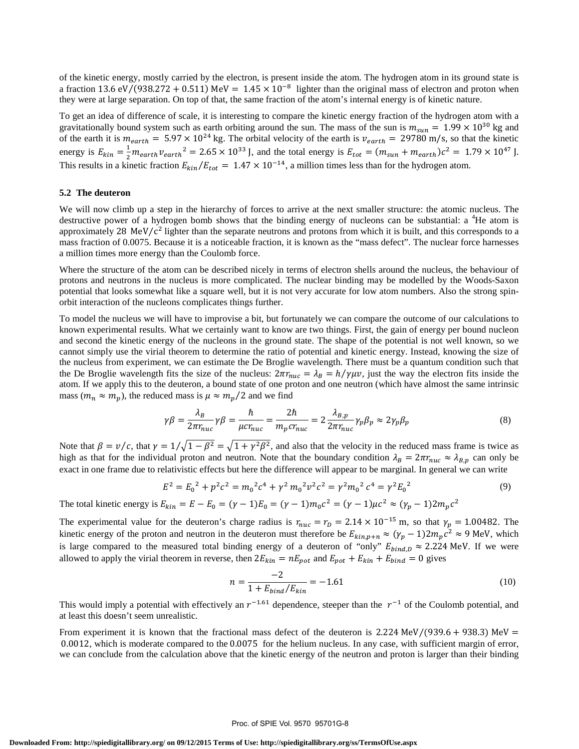of the kinetic energy, mostly carried by the electron, is present inside the atom. The hydrogen atom in its ground state is a fraction $13.6\ \text{eV}/(938.272 + 0.511)\ \text{MeV} = 1.45 \times 10^{-8}$ lighter than the original mass of electron and proton when they were at large separation. On top of that, the same fraction of the atom's internal energy is of kinetic nature.

To get an idea of difference of scale, it is interesting to compare the kinetic energy fraction of the hydrogen atom with a gravitationally bound system such as earth orbiting around the sun. The mass of the sun is $m_{sun} = 1.99 \times 10^{30}$ kg and of the earth it is $m_{earth} = 5.97 \times 10^{24}$ kg. The orbital velocity of the earth is $v_{earth} = 29780$ m/s, so that the kinetic energy is $E_{kin} = \frac{1}{2} m_{earth} {v_{earth}}^2 = 2.65 \times 10^{33}$ J, and the total energy is $E_{tot} = (m_{sun} + m_{earth})c^2 = 1.79 \times 10^{47}$ J. This results in a kinetic fraction $E_{kin}/E_{tot} = 1.47 \times 10^{-14}$, a million times less than for the hydrogen atom.

### 5.2 The deuteron

We will now climb up a step in the hierarchy of forces to arrive at the next smaller structure: the atomic nucleus. The destructive power of a hydrogen bomb shows that the binding energy of nucleons can be substantial: a $^4$He atom is approximately $28\ \text{MeV}/\text{c}^2$ lighter than the separate neutrons and protons from which it is built, and this corresponds to a mass fraction of 0.0075. Because it is a noticeable fraction, it is known as the "mass defect". The nuclear force harnesses a million times more energy than the Coulomb force.

Where the structure of the atom can be described nicely in terms of electron shells around the nucleus, the behaviour of protons and neutrons in the nucleus is more complicated. The nuclear binding may be modelled by the Woods-Saxon potential that looks somewhat like a square well, but it is not very accurate for low atom numbers. Also the strong spin-orbit interaction of the nucleons complicates things further.

To model the nucleus we will have to improvise a bit, but fortunately we can compare the outcome of our calculations to known experimental results. What we certainly want to know are two things. First, the gain of energy per bound nucleon and second the kinetic energy of the nucleons in the ground state. The shape of the potential is not well known, so we cannot simply use the virial theorem to determine the ratio of potential and kinetic energy. Instead, knowing the size of the nucleus from experiment, we can estimate the De Broglie wavelength. There must be a quantum condition such that the De Broglie wavelength fits the size of the nucleus: $2\pi r_{nuc} = \lambda_B = h/\gamma\mu v$, just the way the electron fits inside the atom. If we apply this to the deuteron, a bound state of one proton and one neutron (which have almost the same intrinsic mass ($m_n \approx m_p$), the reduced mass is $\mu \approx m_p/2$ and we find

$$\gamma\beta = \frac{\lambda_B}{2\pi r_{nuc}}\gamma\beta = \frac{\hbar}{\mu c r_{nuc}} = \frac{2\hbar}{m_p c r_{nuc}} = 2\,\frac{\lambda_{B,p}}{2\pi r_{nuc}}\gamma_p\beta_p \approx 2\gamma_p\beta_p \tag{8}$$

Note that $\beta = v/c$, that $\gamma = 1/\sqrt{1-\beta^2} = \sqrt{1+\gamma^2\beta^2}$, and also that the velocity in the reduced mass frame is twice as high as that for the individual proton and neutron. Note that the boundary condition $\lambda_B = 2\pi r_{nuc} \approx \lambda_{B,p}$ can only be exact in one frame due to relativistic effects but here the difference will appear to be marginal. In general we can write

$$E^2 = {E_0}^2 + p^2c^2 = {m_0}^2c^4 + \gamma^2\,{m_0}^2v^2c^2 = \gamma^2{m_0}^2\,c^4 = \gamma^2{E_0}^2 \tag{9}$$

The total kinetic energy is $E_{kin} = E - E_0 = (\gamma - 1)E_0 = (\gamma - 1)m_0c^2 = (\gamma - 1)\mu c^2 \approx (\gamma_p - 1)2m_pc^2$

The experimental value for the deuteron's charge radius is $r_{nuc} = r_D = 2.14 \times 10^{-15}$ m, so that $\gamma_p = 1.00482$. The kinetic energy of the proton and neutron in the deuteron must therefore be $E_{kin,p+n} \approx (\gamma_p - 1)2m_pc^2 \approx 9$ MeV, which is large compared to the measured total binding energy of a deuteron of "only" $E_{bind,D} \approx 2.224$ MeV. If we were allowed to apply the virial theorem in reverse, then $2E_{kin} = nE_{pot}$ and $E_{pot} + E_{kin} + E_{bind} = 0$ gives

$$n = \frac{-2}{1 + E_{bind}/E_{kin}} = -1.61 \tag{10}$$

This would imply a potential with effectively an $r^{-1.61}$ dependence, steeper than the $r^{-1}$ of the Coulomb potential, and at least this doesn't seem unrealistic.

From experiment it is known that the fractional mass defect of the deuteron is $2.224\ \text{MeV}/(939.6 + 938.3)\ \text{MeV} = 0.0012$, which is moderate compared to the $0.0075$ for the helium nucleus. In any case, with sufficient margin of error, we can conclude from the calculation above that the kinetic energy of the neutron and proton is larger than their binding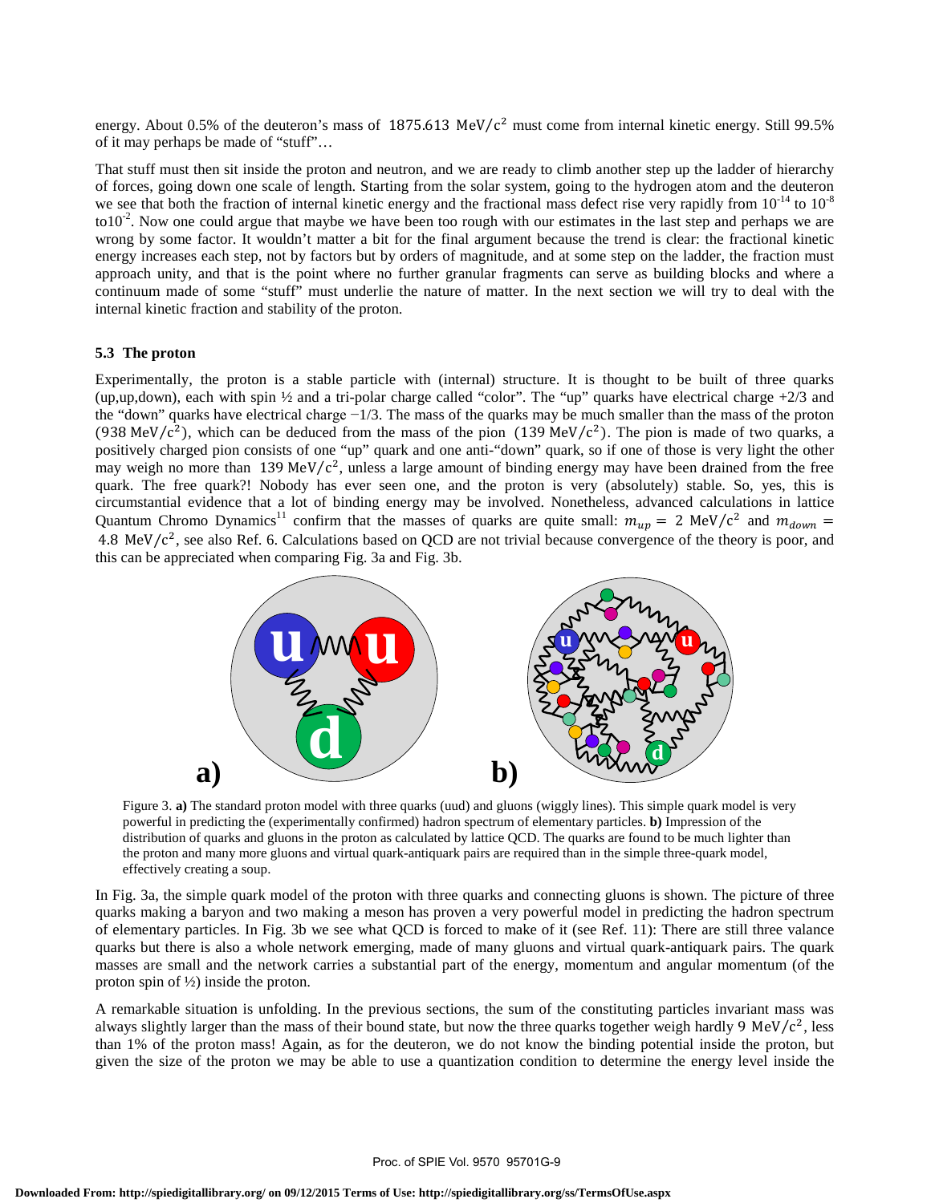energy. About 0.5% of the deuteron's mass of $1875.613\ \text{MeV}/c^2$ must come from internal kinetic energy. Still 99.5% of it may perhaps be made of "stuff"…

That stuff must then sit inside the proton and neutron, and we are ready to climb another step up the ladder of hierarchy of forces, going down one scale of length. Starting from the solar system, going to the hydrogen atom and the deuteron we see that both the fraction of internal kinetic energy and the fractional mass defect rise very rapidly from $10^{-14}$ to $10^{-8}$ to$10^{-2}$. Now one could argue that maybe we have been too rough with our estimates in the last step and perhaps we are wrong by some factor. It wouldn't matter a bit for the final argument because the trend is clear: the fractional kinetic energy increases each step, not by factors but by orders of magnitude, and at some step on the ladder, the fraction must approach unity, and that is the point where no further granular fragments can serve as building blocks and where a continuum made of some "stuff" must underlie the nature of matter. In the next section we will try to deal with the internal kinetic fraction and stability of the proton.

### 5.3 The proton

Experimentally, the proton is a stable particle with (internal) structure. It is thought to be built of three quarks (up,up,down), each with spin ½ and a tri-polar charge called "color". The "up" quarks have electrical charge +2/3 and the "down" quarks have electrical charge −1/3. The mass of the quarks may be much smaller than the mass of the proton ($938\ \text{MeV}/c^2$), which can be deduced from the mass of the pion ($139\ \text{MeV}/c^2$). The pion is made of two quarks, a positively charged pion consists of one "up" quark and one anti-"down" quark, so if one of those is very light the other may weigh no more than $139\ \text{MeV}/c^2$, unless a large amount of binding energy may have been drained from the free quark. The free quark?! Nobody has ever seen one, and the proton is very (absolutely) stable. So, yes, this is circumstantial evidence that a lot of binding energy may be involved. Nonetheless, advanced calculations in lattice Quantum Chromo Dynamics[11] confirm that the masses of quarks are quite small: $m_{up} = 2\ \text{MeV}/c^2$ and $m_{down} = 4.8\ \text{MeV}/c^2$, see also Ref. 6. Calculations based on QCD are not trivial because convergence of the theory is poor, and this can be appreciated when comparing Fig. 3a and Fig. 3b.

Figure 3. **a)** The standard proton model with three quarks (uud) and gluons (wiggly lines). This simple quark model is very powerful in predicting the (experimentally confirmed) hadron spectrum of elementary particles. **b)** Impression of the distribution of quarks and gluons in the proton as calculated by lattice QCD. The quarks are found to be much lighter than the proton and many more gluons and virtual quark-antiquark pairs are required than in the simple three-quark model, effectively creating a soup.

In Fig. 3a, the simple quark model of the proton with three quarks and connecting gluons is shown. The picture of three quarks making a baryon and two making a meson has proven a very powerful model in predicting the hadron spectrum of elementary particles. In Fig. 3b we see what QCD is forced to make of it (see Ref. 11): There are still three valance quarks but there is also a whole network emerging, made of many gluons and virtual quark-antiquark pairs. The quark masses are small and the network carries a substantial part of the energy, momentum and angular momentum (of the proton spin of ½) inside the proton.

A remarkable situation is unfolding. In the previous sections, the sum of the constituting particles invariant mass was always slightly larger than the mass of their bound state, but now the three quarks together weigh hardly $9\ \text{MeV}/c^2$, less than 1% of the proton mass! Again, as for the deuteron, we do not know the binding potential inside the proton, but given the size of the proton we may be able to use a quantization condition to determine the energy level inside the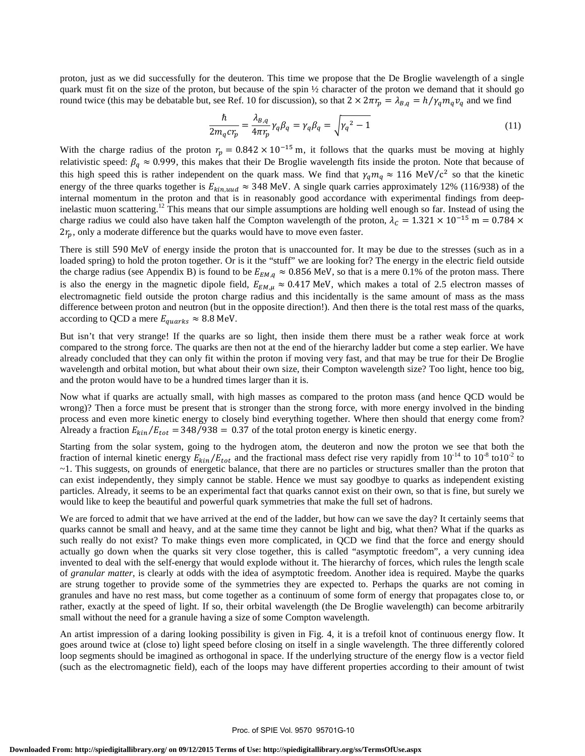proton, just as we did successfully for the deuteron. This time we propose that the De Broglie wavelength of a single quark must fit on the size of the proton, but because of the spin ½ character of the proton we demand that it should go round twice (this may be debatable but, see Ref. 10 for discussion), so that $2 \times 2\pi r_p = \lambda_{B,q} = h/\gamma_q m_q v_q$ and we find

$$\frac{\hbar}{2m_q c r_p} = \frac{\lambda_{B,q}}{4\pi r_p}\gamma_q \beta_q = \gamma_q \beta_q = \sqrt{\gamma_q^{\;2} - 1} \tag{11}$$

With the charge radius of the proton $r_p = 0.842 \times 10^{-15}$ m, it follows that the quarks must be moving at highly relativistic speed: $\beta_q \approx 0.999$, this makes that their De Broglie wavelength fits inside the proton. Note that because of this high speed this is rather independent on the quark mass. We find that $\gamma_q m_q \approx 116$ MeV/c$^2$ so that the kinetic energy of the three quarks together is $E_{kin,uud} \approx 348$ MeV. A single quark carries approximately 12% (116/938) of the internal momentum in the proton and that is in reasonably good accordance with experimental findings from deep-inelastic muon scattering.[12] This means that our simple assumptions are holding well enough so far. Instead of using the charge radius we could also have taken half the Compton wavelength of the proton, $\lambda_C = 1.321 \times 10^{-15}$ m $= 0.784 \times 2r_p$, only a moderate difference but the quarks would have to move even faster.

There is still 590 MeV of energy inside the proton that is unaccounted for. It may be due to the stresses (such as in a loaded spring) to hold the proton together. Or is it the "stuff" we are looking for? The energy in the electric field outside the charge radius (see Appendix B) is found to be $E_{EM,q} \approx 0.856$ MeV, so that is a mere 0.1% of the proton mass. There is also the energy in the magnetic dipole field, $E_{EM,\mu} \approx 0.417$ MeV, which makes a total of 2.5 electron masses of electromagnetic field outside the proton charge radius and this incidentally is the same amount of mass as the mass difference between proton and neutron (but in the opposite direction!). And then there is the total rest mass of the quarks, according to QCD a mere $E_{quarks} \approx 8.8$ MeV.

But isn't that very strange! If the quarks are so light, then inside them there must be a rather weak force at work compared to the strong force. The quarks are then not at the end of the hierarchy ladder but come a step earlier. We have already concluded that they can only fit within the proton if moving very fast, and that may be true for their De Broglie wavelength and orbital motion, but what about their own size, their Compton wavelength size? Too light, hence too big, and the proton would have to be a hundred times larger than it is.

Now what if quarks are actually small, with high masses as compared to the proton mass (and hence QCD would be wrong)? Then a force must be present that is stronger than the strong force, with more energy involved in the binding process and even more kinetic energy to closely bind everything together. Where then should that energy come from? Already a fraction $E_{kin}/E_{tot} = 348/938 = 0.37$ of the total proton energy is kinetic energy.

Starting from the solar system, going to the hydrogen atom, the deuteron and now the proton we see that both the fraction of internal kinetic energy $E_{kin}/E_{tot}$ and the fractional mass defect rise very rapidly from $10^{-14}$ to $10^{-8}$ to$10^{-2}$ to ~1. This suggests, on grounds of energetic balance, that there are no particles or structures smaller than the proton that can exist independently, they simply cannot be stable. Hence we must say goodbye to quarks as independent existing particles. Already, it seems to be an experimental fact that quarks cannot exist on their own, so that is fine, but surely we would like to keep the beautiful and powerful quark symmetries that make the full set of hadrons.

We are forced to admit that we have arrived at the end of the ladder, but how can we save the day? It certainly seems that quarks cannot be small and heavy, and at the same time they cannot be light and big, what then? What if the quarks as such really do not exist? To make things even more complicated, in QCD we find that the force and energy should actually go down when the quarks sit very close together, this is called "asymptotic freedom", a very cunning idea invented to deal with the self-energy that would explode without it. The hierarchy of forces, which rules the length scale of *granular matter*, is clearly at odds with the idea of asymptotic freedom. Another idea is required. Maybe the quarks are strung together to provide some of the symmetries they are expected to. Perhaps the quarks are not coming in granules and have no rest mass, but come together as a continuum of some form of energy that propagates close to, or rather, exactly at the speed of light. If so, their orbital wavelength (the De Broglie wavelength) can become arbitrarily small without the need for a granule having a size of some Compton wavelength.

An artist impression of a daring looking possibility is given in Fig. 4, it is a trefoil knot of continuous energy flow. It goes around twice at (close to) light speed before closing on itself in a single wavelength. The three differently colored loop segments should be imagined as orthogonal in space. If the underlying structure of the energy flow is a vector field (such as the electromagnetic field), each of the loops may have different properties according to their amount of twist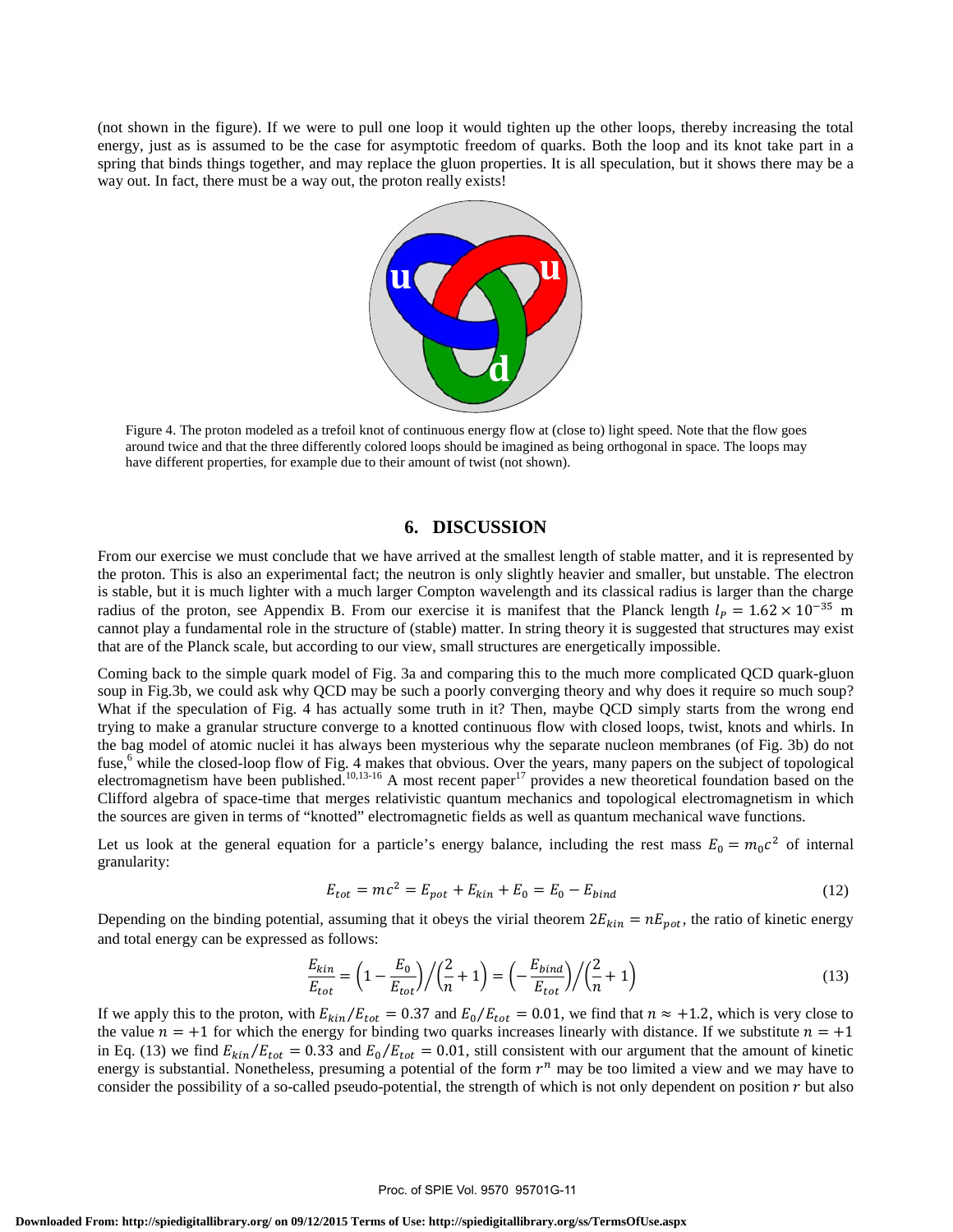(not shown in the figure). If we were to pull one loop it would tighten up the other loops, thereby increasing the total energy, just as is assumed to be the case for asymptotic freedom of quarks. Both the loop and its knot take part in a spring that binds things together, and may replace the gluon properties. It is all speculation, but it shows there may be a way out. In fact, there must be a way out, the proton really exists!

Figure 4. The proton modeled as a trefoil knot of continuous energy flow at (close to) light speed. Note that the flow goes around twice and that the three differently colored loops should be imagined as being orthogonal in space. The loops may have different properties, for example due to their amount of twist (not shown).

## 6. DISCUSSION

From our exercise we must conclude that we have arrived at the smallest length of stable matter, and it is represented by the proton. This is also an experimental fact; the neutron is only slightly heavier and smaller, but unstable. The electron is stable, but it is much lighter with a much larger Compton wavelength and its classical radius is larger than the charge radius of the proton, see Appendix B. From our exercise it is manifest that the Planck length $l_P = 1.62 \times 10^{-35}$ m cannot play a fundamental role in the structure of (stable) matter. In string theory it is suggested that structures may exist that are of the Planck scale, but according to our view, small structures are energetically impossible.

Coming back to the simple quark model of Fig. 3a and comparing this to the much more complicated QCD quark-gluon soup in Fig.3b, we could ask why QCD may be such a poorly converging theory and why does it require so much soup? What if the speculation of Fig. 4 has actually some truth in it? Then, maybe QCD simply starts from the wrong end trying to make a granular structure converge to a knotted continuous flow with closed loops, twist, knots and whirls. In the bag model of atomic nuclei it has always been mysterious why the separate nucleon membranes (of Fig. 3b) do not fuse,[6] while the closed-loop flow of Fig. 4 makes that obvious. Over the years, many papers on the subject of topological electromagnetism have been published.[10,13-16] A most recent paper[17] provides a new theoretical foundation based on the Clifford algebra of space-time that merges relativistic quantum mechanics and topological electromagnetism in which the sources are given in terms of "knotted" electromagnetic fields as well as quantum mechanical wave functions.

Let us look at the general equation for a particle's energy balance, including the rest mass $E_0 = m_0 c^2$ of internal granularity:

$$E_{tot} = mc^2 = E_{pot} + E_{kin} + E_0 = E_0 - E_{bind} \tag{12}$$

Depending on the binding potential, assuming that it obeys the virial theorem $2E_{kin} = nE_{pot}$, the ratio of kinetic energy and total energy can be expressed as follows:

$$\frac{E_{kin}}{E_{tot}} = \left(1 - \frac{E_0}{E_{tot}}\right) \Big/ \left(\frac{2}{n} + 1\right) = \left(-\frac{E_{bind}}{E_{tot}}\right) \Big/ \left(\frac{2}{n} + 1\right) \tag{13}$$

If we apply this to the proton, with $E_{kin}/E_{tot} = 0.37$ and $E_0/E_{tot} = 0.01$, we find that $n \approx +1.2$, which is very close to the value $n = +1$ for which the energy for binding two quarks increases linearly with distance. If we substitute $n = +1$ in Eq. (13) we find $E_{kin}/E_{tot} = 0.33$ and $E_0/E_{tot} = 0.01$, still consistent with our argument that the amount of kinetic energy is substantial. Nonetheless, presuming a potential of the form $r^n$ may be too limited a view and we may have to consider the possibility of a so-called pseudo-potential, the strength of which is not only dependent on position $r$ but also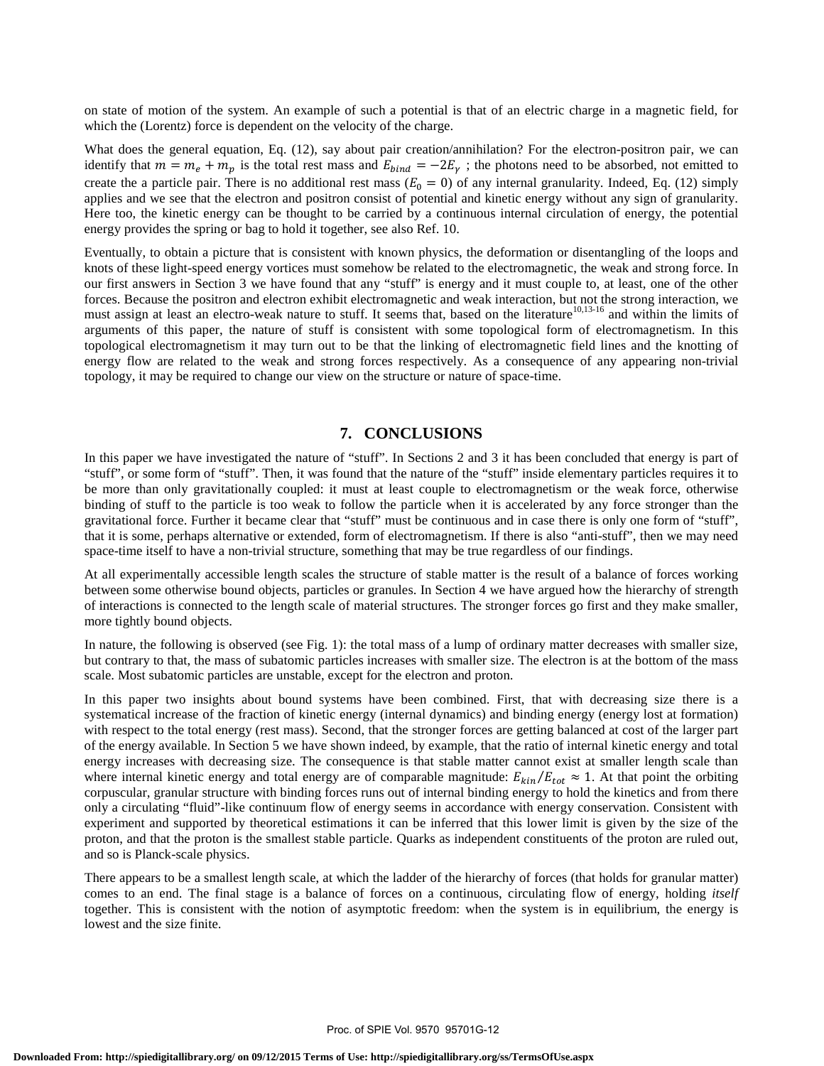on state of motion of the system. An example of such a potential is that of an electric charge in a magnetic field, for which the (Lorentz) force is dependent on the velocity of the charge.

What does the general equation, Eq. (12), say about pair creation/annihilation? For the electron-positron pair, we can identify that $m = m_e + m_p$ is the total rest mass and $E_{bind} = -2E_\gamma$ ; the photons need to be absorbed, not emitted to create the a particle pair. There is no additional rest mass ($E_0 = 0$) of any internal granularity. Indeed, Eq. (12) simply applies and we see that the electron and positron consist of potential and kinetic energy without any sign of granularity. Here too, the kinetic energy can be thought to be carried by a continuous internal circulation of energy, the potential energy provides the spring or bag to hold it together, see also Ref. 10.

Eventually, to obtain a picture that is consistent with known physics, the deformation or disentangling of the loops and knots of these light-speed energy vortices must somehow be related to the electromagnetic, the weak and strong force. In our first answers in Section 3 we have found that any "stuff" is energy and it must couple to, at least, one of the other forces. Because the positron and electron exhibit electromagnetic and weak interaction, but not the strong interaction, we must assign at least an electro-weak nature to stuff. It seems that, based on the literature[10,13-16] and within the limits of arguments of this paper, the nature of stuff is consistent with some topological form of electromagnetism. In this topological electromagnetism it may turn out to be that the linking of electromagnetic field lines and the knotting of energy flow are related to the weak and strong forces respectively. As a consequence of any appearing non-trivial topology, it may be required to change our view on the structure or nature of space-time.

## 7. CONCLUSIONS

In this paper we have investigated the nature of "stuff". In Sections 2 and 3 it has been concluded that energy is part of "stuff", or some form of "stuff". Then, it was found that the nature of the "stuff" inside elementary particles requires it to be more than only gravitationally coupled: it must at least couple to electromagnetism or the weak force, otherwise binding of stuff to the particle is too weak to follow the particle when it is accelerated by any force stronger than the gravitational force. Further it became clear that "stuff" must be continuous and in case there is only one form of "stuff", that it is some, perhaps alternative or extended, form of electromagnetism. If there is also "anti-stuff", then we may need space-time itself to have a non-trivial structure, something that may be true regardless of our findings.

At all experimentally accessible length scales the structure of stable matter is the result of a balance of forces working between some otherwise bound objects, particles or granules. In Section 4 we have argued how the hierarchy of strength of interactions is connected to the length scale of material structures. The stronger forces go first and they make smaller, more tightly bound objects.

In nature, the following is observed (see Fig. 1): the total mass of a lump of ordinary matter decreases with smaller size, but contrary to that, the mass of subatomic particles increases with smaller size. The electron is at the bottom of the mass scale. Most subatomic particles are unstable, except for the electron and proton.

In this paper two insights about bound systems have been combined. First, that with decreasing size there is a systematical increase of the fraction of kinetic energy (internal dynamics) and binding energy (energy lost at formation) with respect to the total energy (rest mass). Second, that the stronger forces are getting balanced at cost of the larger part of the energy available. In Section 5 we have shown indeed, by example, that the ratio of internal kinetic energy and total energy increases with decreasing size. The consequence is that stable matter cannot exist at smaller length scale than where internal kinetic energy and total energy are of comparable magnitude: $E_{kin}/E_{tot} \approx 1$. At that point the orbiting corpuscular, granular structure with binding forces runs out of internal binding energy to hold the kinetics and from there only a circulating "fluid"-like continuum flow of energy seems in accordance with energy conservation. Consistent with experiment and supported by theoretical estimations it can be inferred that this lower limit is given by the size of the proton, and that the proton is the smallest stable particle. Quarks as independent constituents of the proton are ruled out, and so is Planck-scale physics.

There appears to be a smallest length scale, at which the ladder of the hierarchy of forces (that holds for granular matter) comes to an end. The final stage is a balance of forces on a continuous, circulating flow of energy, holding *itself* together. This is consistent with the notion of asymptotic freedom: when the system is in equilibrium, the energy is lowest and the size finite.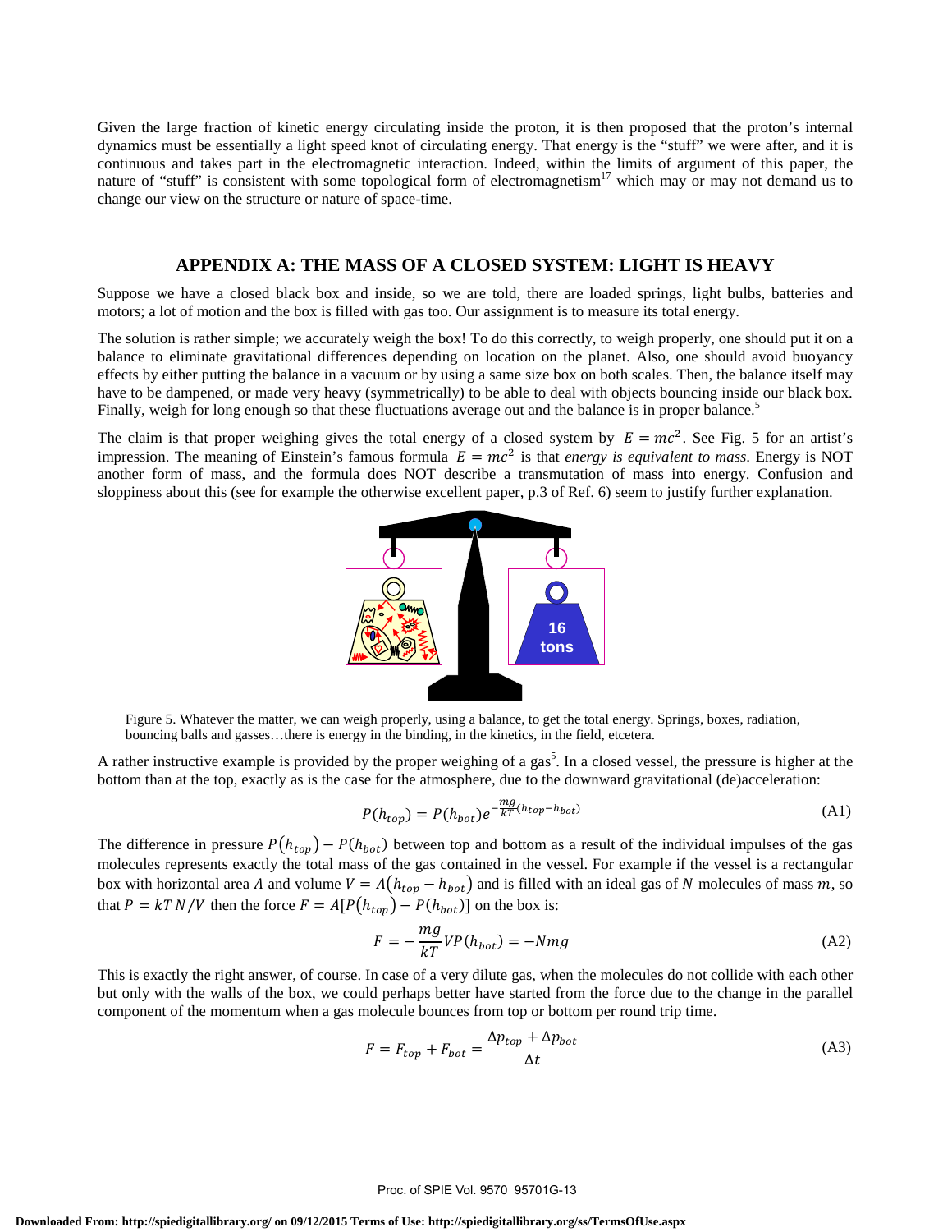Given the large fraction of kinetic energy circulating inside the proton, it is then proposed that the proton's internal dynamics must be essentially a light speed knot of circulating energy. That energy is the "stuff" we were after, and it is continuous and takes part in the electromagnetic interaction. Indeed, within the limits of argument of this paper, the nature of "stuff" is consistent with some topological form of electromagnetism[17] which may or may not demand us to change our view on the structure or nature of space-time.

## APPENDIX A: THE MASS OF A CLOSED SYSTEM: LIGHT IS HEAVY

Suppose we have a closed black box and inside, so we are told, there are loaded springs, light bulbs, batteries and motors; a lot of motion and the box is filled with gas too. Our assignment is to measure its total energy.

The solution is rather simple; we accurately weigh the box! To do this correctly, to weigh properly, one should put it on a balance to eliminate gravitational differences depending on location on the planet. Also, one should avoid buoyancy effects by either putting the balance in a vacuum or by using a same size box on both scales. Then, the balance itself may have to be dampened, or made very heavy (symmetrically) to be able to deal with objects bouncing inside our black box. Finally, weigh for long enough so that these fluctuations average out and the balance is in proper balance.[5]

The claim is that proper weighing gives the total energy of a closed system by $E = mc^2$. See Fig. 5 for an artist's impression. The meaning of Einstein's famous formula $E = mc^2$ is that *energy is equivalent to mass*. Energy is NOT another form of mass, and the formula does NOT describe a transmutation of mass into energy. Confusion and sloppiness about this (see for example the otherwise excellent paper, p.3 of Ref. 6) seem to justify further explanation.

Figure 5. Whatever the matter, we can weigh properly, using a balance, to get the total energy. Springs, boxes, radiation, bouncing balls and gasses…there is energy in the binding, in the kinetics, in the field, etcetera.

A rather instructive example is provided by the proper weighing of a gas[5]. In a closed vessel, the pressure is higher at the bottom than at the top, exactly as is the case for the atmosphere, due to the downward gravitational (de)acceleration:

$$P(h_{top}) = P(h_{bot})e^{-\frac{mg}{kT}(h_{top}-h_{bot})} \tag{A1}$$

The difference in pressure $P(h_{top}) - P(h_{bot})$ between top and bottom as a result of the individual impulses of the gas molecules represents exactly the total mass of the gas contained in the vessel. For example if the vessel is a rectangular box with horizontal area $A$ and volume $V = A(h_{top} - h_{bot})$ and is filled with an ideal gas of $N$ molecules of mass $m$, so that $P = kT\,N/V$ then the force $F = A[P(h_{top}) - P(h_{bot})]$ on the box is:

$$F = -\frac{mg}{kT}VP(h_{bot}) = -Nmg \tag{A2}$$

This is exactly the right answer, of course. In case of a very dilute gas, when the molecules do not collide with each other but only with the walls of the box, we could perhaps better have started from the force due to the change in the parallel component of the momentum when a gas molecule bounces from top or bottom per round trip time.

$$F = F_{top} + F_{bot} = \frac{\Delta p_{top} + \Delta p_{bot}}{\Delta t} \tag{A3}$$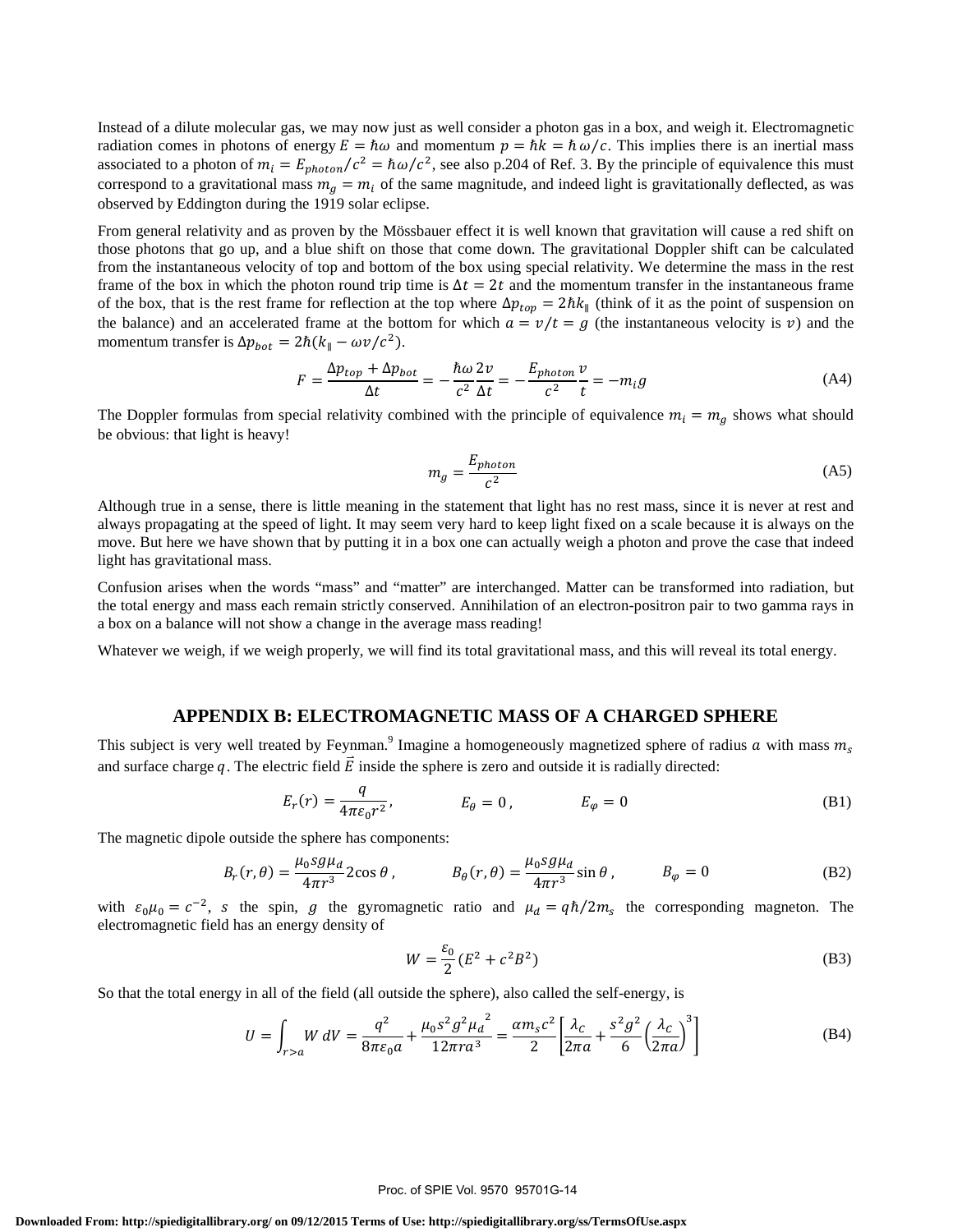Instead of a dilute molecular gas, we may now just as well consider a photon gas in a box, and weigh it. Electromagnetic radiation comes in photons of energy $E = \hbar\omega$ and momentum $p = \hbar k = \hbar\,\omega/c$. This implies there is an inertial mass associated to a photon of $m_i = E_{photon}/c^2 = \hbar\omega/c^2$, see also p.204 of Ref. 3. By the principle of equivalence this must correspond to a gravitational mass $m_g = m_i$ of the same magnitude, and indeed light is gravitationally deflected, as was observed by Eddington during the 1919 solar eclipse.

From general relativity and as proven by the Mössbauer effect it is well known that gravitation will cause a red shift on those photons that go up, and a blue shift on those that come down. The gravitational Doppler shift can be calculated from the instantaneous velocity of top and bottom of the box using special relativity. We determine the mass in the rest frame of the box in which the photon round trip time is $\Delta t = 2t$ and the momentum transfer in the instantaneous frame of the box, that is the rest frame for reflection at the top where $\Delta p_{top} = 2\hbar k_{\parallel}$ (think of it as the point of suspension on the balance) and an accelerated frame at the bottom for which $a = v/t = g$ (the instantaneous velocity is $v$) and the momentum transfer is $\Delta p_{bot} = 2\hbar(k_{\parallel} - \omega v/c^2)$.

$$F = \frac{\Delta p_{top} + \Delta p_{bot}}{\Delta t} = -\frac{\hbar\omega}{c^2}\frac{2v}{\Delta t} = -\frac{E_{photon}}{c^2}\frac{v}{t} = -m_i g \tag{A4}$$

The Doppler formulas from special relativity combined with the principle of equivalence $m_i = m_g$ shows what should be obvious: that light is heavy!

$$m_g = \frac{E_{photon}}{c^2} \tag{A5}$$

Although true in a sense, there is little meaning in the statement that light has no rest mass, since it is never at rest and always propagating at the speed of light. It may seem very hard to keep light fixed on a scale because it is always on the move. But here we have shown that by putting it in a box one can actually weigh a photon and prove the case that indeed light has gravitational mass.

Confusion arises when the words "mass" and "matter" are interchanged. Matter can be transformed into radiation, but the total energy and mass each remain strictly conserved. Annihilation of an electron-positron pair to two gamma rays in a box on a balance will not show a change in the average mass reading!

Whatever we weigh, if we weigh properly, we will find its total gravitational mass, and this will reveal its total energy.

## APPENDIX B: ELECTROMAGNETIC MASS OF A CHARGED SPHERE

This subject is very well treated by Feynman.[9] Imagine a homogeneously magnetized sphere of radius $a$ with mass $m_s$ and surface charge $q$. The electric field $\vec{E}$ inside the sphere is zero and outside it is radially directed:

$$E_r(r) = \frac{q}{4\pi\varepsilon_0 r^2}, \qquad E_\theta = 0\,, \qquad E_\varphi = 0 \tag{B1}$$

The magnetic dipole outside the sphere has components:

$$B_r(r,\theta) = \frac{\mu_0 s g \mu_d}{4\pi r^3} 2\cos\theta\,, \qquad B_\theta(r,\theta) = \frac{\mu_0 s g \mu_d}{4\pi r^3}\sin\theta\,, \qquad B_\varphi = 0 \tag{B2}$$

with $\varepsilon_0\mu_0 = c^{-2}$, $s$ the spin, $g$ the gyromagnetic ratio and $\mu_d = q\hbar/2m_s$ the corresponding magneton. The electromagnetic field has an energy density of

$$W = \frac{\varepsilon_0}{2}(E^2 + c^2 B^2) \tag{B3}$$

So that the total energy in all of the field (all outside the sphere), also called the self-energy, is

$$U = \int_{r>a} W\, dV = \frac{q^2}{8\pi\varepsilon_0 a} + \frac{\mu_0 s^2 g^2 {\mu_d}^2}{12\pi r a^3} = \frac{\alpha m_s c^2}{2}\left[\frac{\lambda_C}{2\pi a} + \frac{s^2 g^2}{6}\left(\frac{\lambda_C}{2\pi a}\right)^3\right] \tag{B4}$$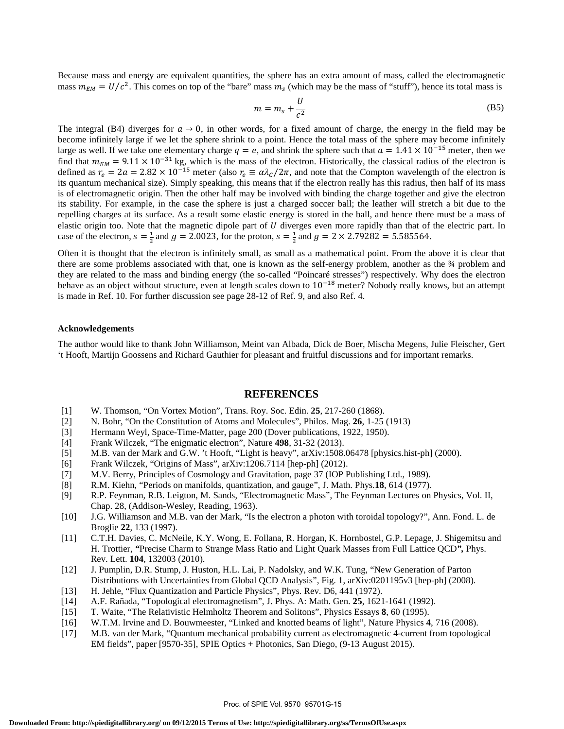Because mass and energy are equivalent quantities, the sphere has an extra amount of mass, called the electromagnetic mass $m_{EM} = U/c^2$. This comes on top of the "bare" mass $m_s$ (which may be the mass of "stuff"), hence its total mass is

$$m = m_s + \frac{U}{c^2} \tag{B5}$$

The integral (B4) diverges for $a \to 0$, in other words, for a fixed amount of charge, the energy in the field may be become infinitely large if we let the sphere shrink to a point. Hence the total mass of the sphere may become infinitely large as well. If we take one elementary charge $q = e$, and shrink the sphere such that $a = 1.41 \times 10^{-15}$ meter, then we find that $m_{EM} = 9.11 \times 10^{-31}$ kg, which is the mass of the electron. Historically, the classical radius of the electron is defined as $r_e = 2a = 2.82 \times 10^{-15}$ meter (also $r_e \equiv \alpha\lambda_C/2\pi$, and note that the Compton wavelength of the electron is its quantum mechanical size). Simply speaking, this means that if the electron really has this radius, then half of its mass is of electromagnetic origin. Then the other half may be involved with binding the charge together and give the electron its stability. For example, in the case the sphere is just a charged soccer ball; the leather will stretch a bit due to the repelling charges at its surface. As a result some elastic energy is stored in the ball, and hence there must be a mass of elastic origin too. Note that the magnetic dipole part of $U$ diverges even more rapidly than that of the electric part. In case of the electron, $s = \frac{1}{2}$ and $g = 2.0023$, for the proton, $s = \frac{1}{2}$ and $g = 2 \times 2.79282 = 5.585564$.

Often it is thought that the electron is infinitely small, as small as a mathematical point. From the above it is clear that there are some problems associated with that, one is known as the self-energy problem, another as the ¾ problem and they are related to the mass and binding energy (the so-called "Poincaré stresses") respectively. Why does the electron behave as an object without structure, even at length scales down to $10^{-18}$ meter? Nobody really knows, but an attempt is made in Ref. 10. For further discussion see page 28-12 of Ref. 9, and also Ref. 4.

**Acknowledgements**

The author would like to thank John Williamson, Meint van Albada, Dick de Boer, Mischa Megens, Julie Fleischer, Gert 't Hooft, Martijn Goossens and Richard Gauthier for pleasant and fruitful discussions and for important remarks.

## REFERENCES

[1] W. Thomson, "On Vortex Motion", Trans. Roy. Soc. Edin. **25**, 217-260 (1868).

[2] N. Bohr, "On the Constitution of Atoms and Molecules", Philos. Mag. **26**, 1-25 (1913)

[3] Hermann Weyl, Space-Time-Matter, page 200 (Dover publications, 1922, 1950).

[4] Frank Wilczek, "The enigmatic electron", Nature **498**, 31-32 (2013).

[5] M.B. van der Mark and G.W. 't Hooft, "Light is heavy", arXiv:1508.06478 [physics.hist-ph] (2000).

[6] Frank Wilczek, "Origins of Mass", arXiv:1206.7114 [hep-ph] (2012).

[7] M.V. Berry, Principles of Cosmology and Gravitation, page 37 (IOP Publishing Ltd., 1989).

[8] R.M. Kiehn, "Periods on manifolds, quantization, and gauge", J. Math. Phys.**18**, 614 (1977).

[9] R.P. Feynman, R.B. Leigton, M. Sands, "Electromagnetic Mass", The Feynman Lectures on Physics, Vol. II, Chap. 28, (Addison-Wesley, Reading, 1963).

[10] J.G. Williamson and M.B. van der Mark, "Is the electron a photon with toroidal topology?", Ann. Fond. L. de Broglie **22**, 133 (1997).

[11] C.T.H. Davies, C. McNeile, K.Y. Wong, E. Follana, R. Horgan, K. Hornbostel, G.P. Lepage, J. Shigemitsu and H. Trottier, "Precise Charm to Strange Mass Ratio and Light Quark Masses from Full Lattice QCD", Phys. Rev. Lett. **104**, 132003 (2010).

[12] J. Pumplin, D.R. Stump, J. Huston, H.L. Lai, P. Nadolsky, and W.K. Tung, "New Generation of Parton Distributions with Uncertainties from Global QCD Analysis", Fig. 1, arXiv:0201195v3 [hep-ph] (2008).

[13] H. Jehle, "Flux Quantization and Particle Physics", Phys. Rev. D6, 441 (1972).

[14] A.F. Rañada, "Topological electromagnetism", J. Phys. A: Math. Gen. **25**, 1621-1641 (1992).

[15] T. Waite, "The Relativistic Helmholtz Theorem and Solitons", Physics Essays **8**, 60 (1995).

[16] W.T.M. Irvine and D. Bouwmeester, "Linked and knotted beams of light", Nature Physics **4**, 716 (2008).

[17] M.B. van der Mark, "Quantum mechanical probability current as electromagnetic 4-current from topological EM fields", paper [9570-35], SPIE Optics + Photonics, San Diego, (9-13 August 2015).